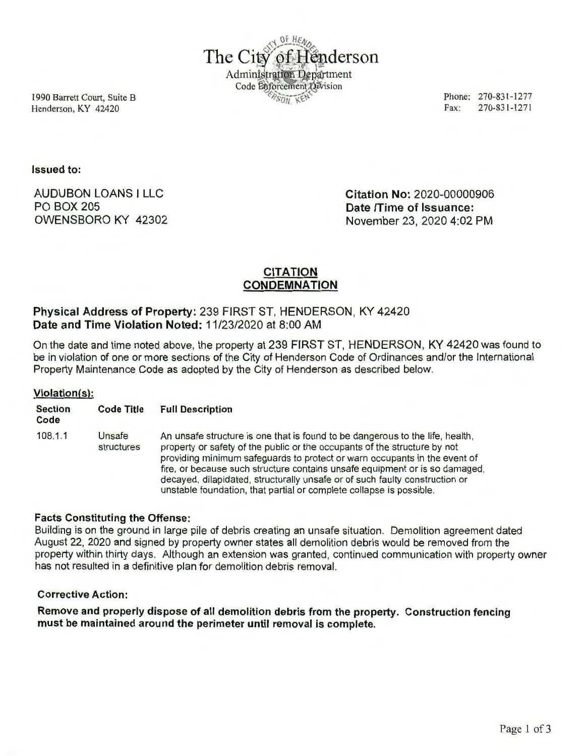# The City of Henderson

Administration Department
Code Enforcement Division

1990 Barrett Court, Suite B
Henderson, KY 42420

Phone: 270-831-1277
Fax: 270-831-1271

**Issued to:**

AUDUBON LOANS I LLC
PO BOX 205
OWENSBORO KY 42302

**Citation No:** 2020-00000906
**Date /Time of Issuance:**
November 23, 2020 4:02 PM

## CITATION
## CONDEMNATION

**Physical Address of Property:** 239 FIRST ST, HENDERSON, KY 42420
**Date and Time Violation Noted:** 11/23/2020 at 8:00 AM

On the date and time noted above, the property at 239 FIRST ST, HENDERSON, KY 42420 was found to be in violation of one or more sections of the City of Henderson Code of Ordinances and/or the International Property Maintenance Code as adopted by the City of Henderson as described below.

### Violation(s):

| Section Code | Code Title | Full Description |
|---|---|---|
| 108.1.1 | Unsafe structures | An unsafe structure is one that is found to be dangerous to the life, health, property or safety of the public or the occupants of the structure by not providing minimum safeguards to protect or warn occupants in the event of fire, or because such structure contains unsafe equipment or is so damaged, decayed, dilapidated, structurally unsafe or of such faulty construction or unstable foundation, that partial or complete collapse is possible. |

**Facts Constituting the Offense:**

Building is on the ground in large pile of debris creating an unsafe situation. Demolition agreement dated August 22, 2020 and signed by property owner states all demolition debris would be removed from the property within thirty days. Although an extension was granted, continued communication with property owner has not resulted in a definitive plan for demolition debris removal.

**Corrective Action:**

**Remove and properly dispose of all demolition debris from the property. Construction fencing must be maintained around the perimeter until removal is complete.**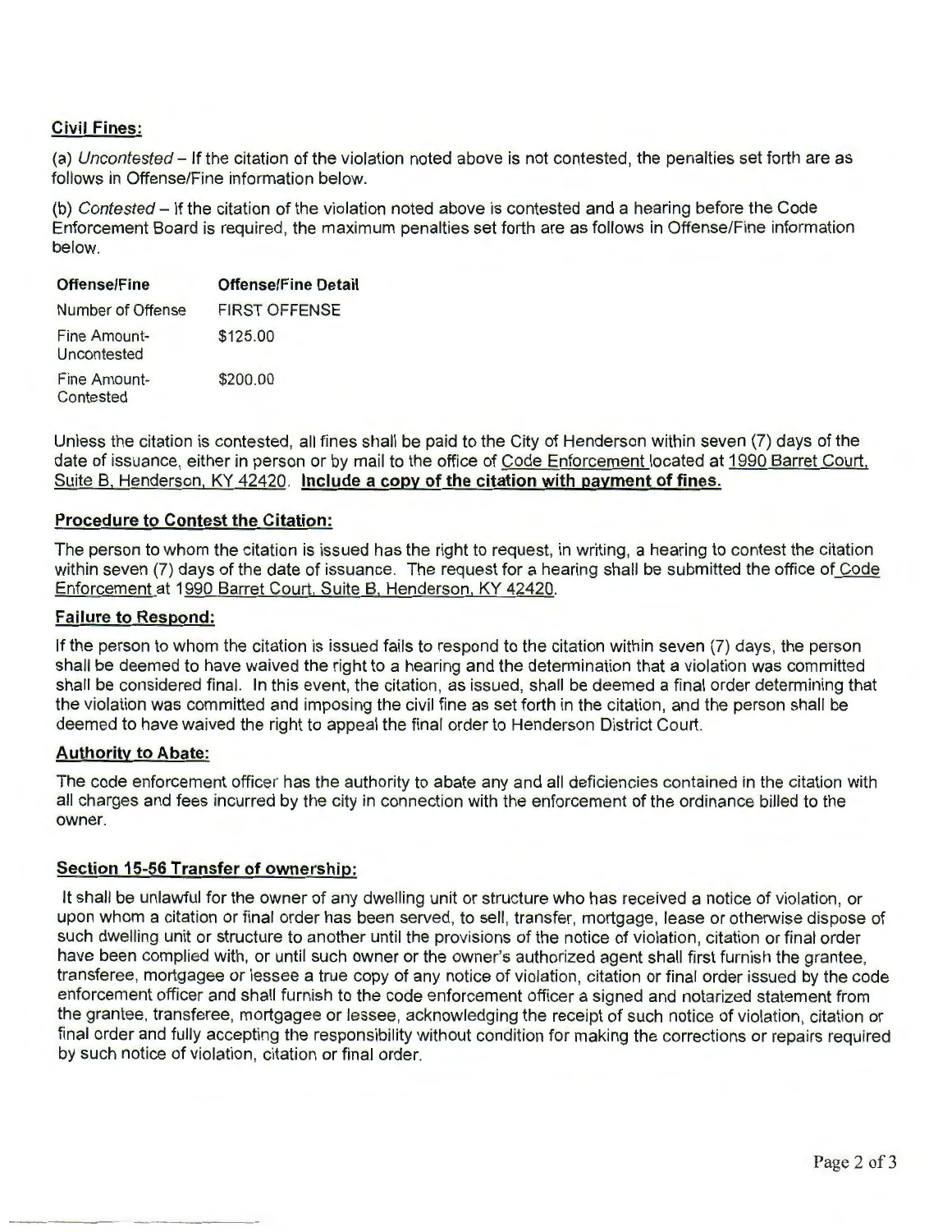**Civil Fines:**

(a) *Uncontested* – If the citation of the violation noted above is not contested, the penalties set forth are as follows in Offense/Fine information below.

(b) *Contested* – If the citation of the violation noted above is contested and a hearing before the Code Enforcement Board is required, the maximum penalties set forth are as follows in Offense/Fine information below.

| Offense/Fine | Offense/Fine Detail |
| --- | --- |
| Number of Offense | FIRST OFFENSE |
| Fine Amount-Uncontested | $125.00 |
| Fine Amount-Contested | $200.00 |

Unless the citation is contested, all fines shall be paid to the City of Henderson within seven (7) days of the date of issuance, either in person or by mail to the office of Code Enforcement located at 1990 Barret Court, Suite B, Henderson, KY 42420. **Include a copy of the citation with payment of fines.**

**Procedure to Contest the Citation:**

The person to whom the citation is issued has the right to request, in writing, a hearing to contest the citation within seven (7) days of the date of issuance. The request for a hearing shall be submitted the office of Code Enforcement at 1990 Barret Court, Suite B, Henderson, KY 42420.

**Failure to Respond:**

If the person to whom the citation is issued fails to respond to the citation within seven (7) days, the person shall be deemed to have waived the right to a hearing and the determination that a violation was committed shall be considered final. In this event, the citation, as issued, shall be deemed a final order determining that the violation was committed and imposing the civil fine as set forth in the citation, and the person shall be deemed to have waived the right to appeal the final order to Henderson District Court.

**Authority to Abate:**

The code enforcement officer has the authority to abate any and all deficiencies contained in the citation with all charges and fees incurred by the city in connection with the enforcement of the ordinance billed to the owner.

**Section 15-56 Transfer of ownership:**

It shall be unlawful for the owner of any dwelling unit or structure who has received a notice of violation, or upon whom a citation or final order has been served, to sell, transfer, mortgage, lease or otherwise dispose of such dwelling unit or structure to another until the provisions of the notice of violation, citation or final order have been complied with, or until such owner or the owner's authorized agent shall first furnish the grantee, transferee, mortgagee or lessee a true copy of any notice of violation, citation or final order issued by the code enforcement officer and shall furnish to the code enforcement officer a signed and notarized statement from the grantee, transferee, mortgagee or lessee, acknowledging the receipt of such notice of violation, citation or final order and fully accepting the responsibility without condition for making the corrections or repairs required by such notice of violation, citation or final order.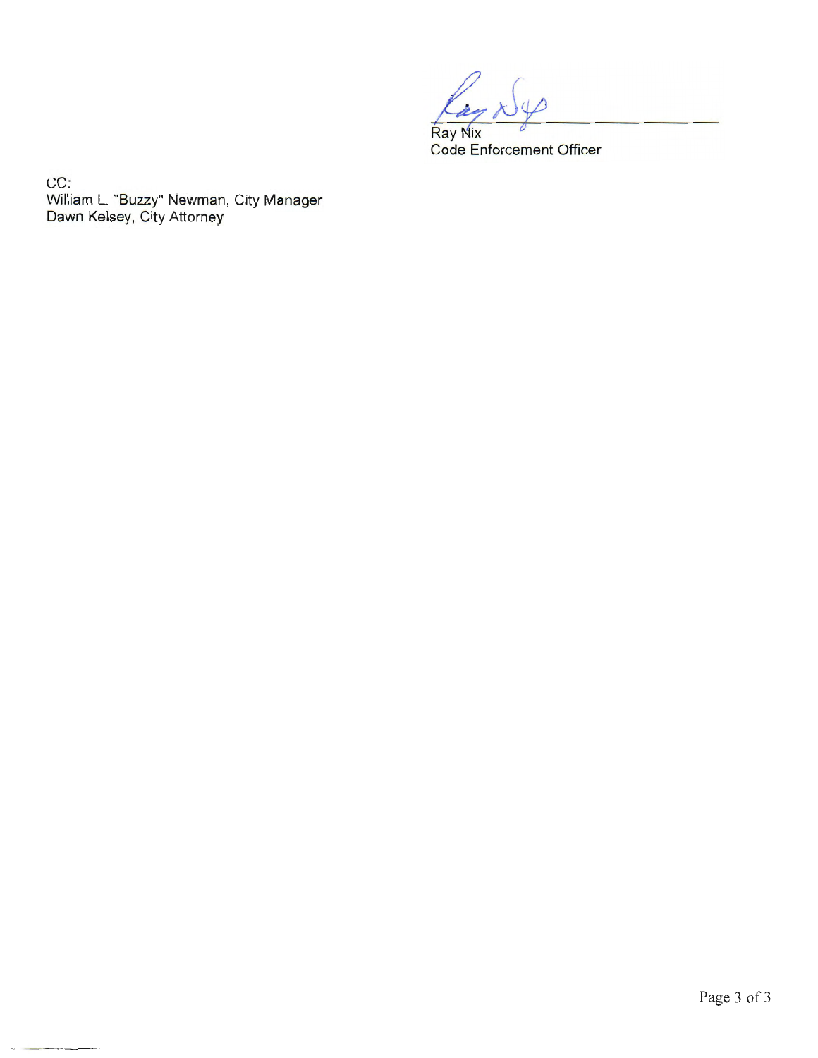Ray Nix
Code Enforcement Officer

CC:
William L. "Buzzy" Newman, City Manager
Dawn Kelsey, City Attorney